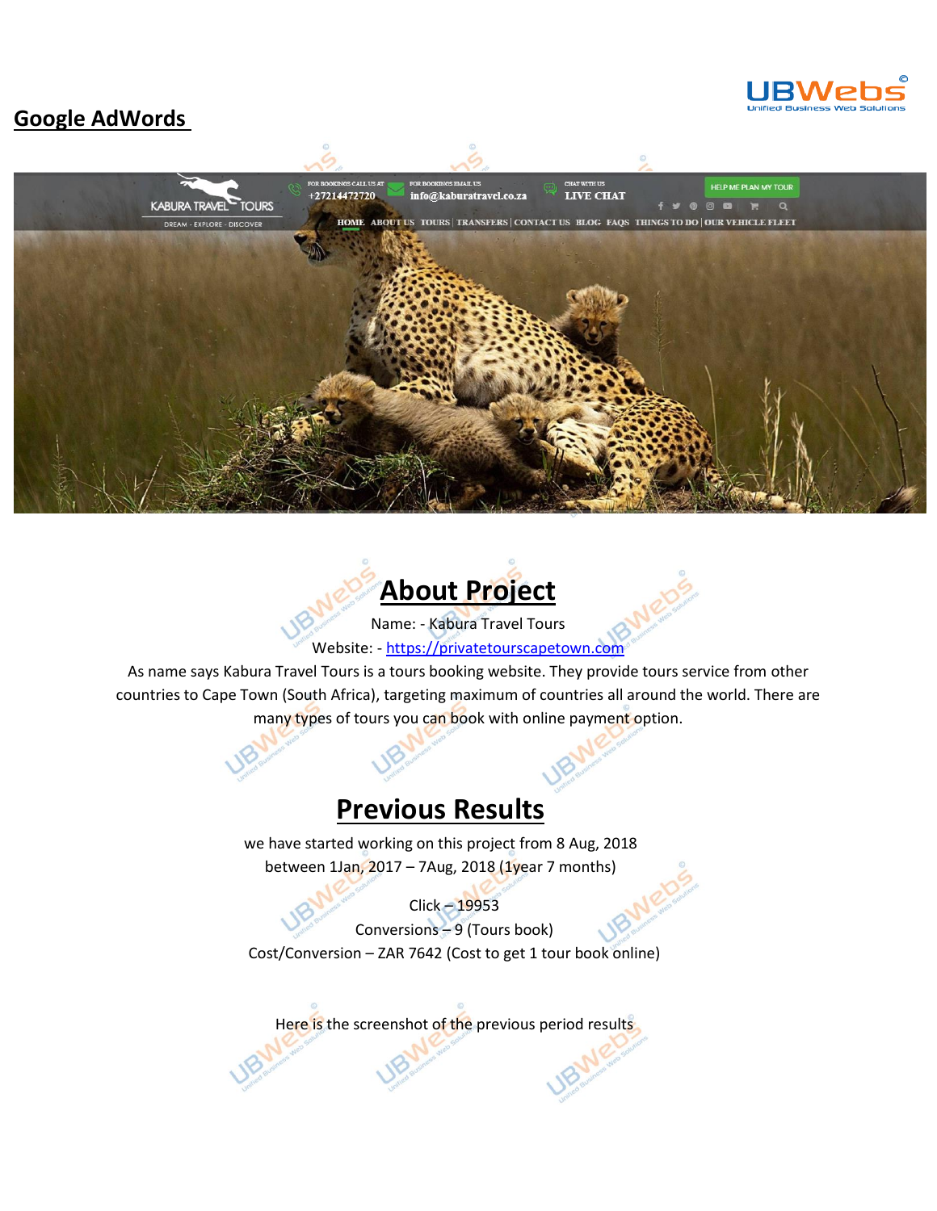## Google AdWords

# About Project

Name: - Kabura Travel Tours

Website: - https://privatetourscapetown.com

As name says Kabura Travel Tours is a tours booking website. They provide tours service from other countries to Cape Town (South Africa), targeting maximum of countries all around the world. There are many types of tours you can book with online payment option.

# Previous Results

we have started working on this project from 8 Aug, 2018

between 1Jan, 2017 – 7Aug, 2018 (1year 7 months)

Click – 19953

Conversions – 9 (Tours book)

Cost/Conversion – ZAR 7642 (Cost to get 1 tour book online)

Here is the screenshot of the previous period results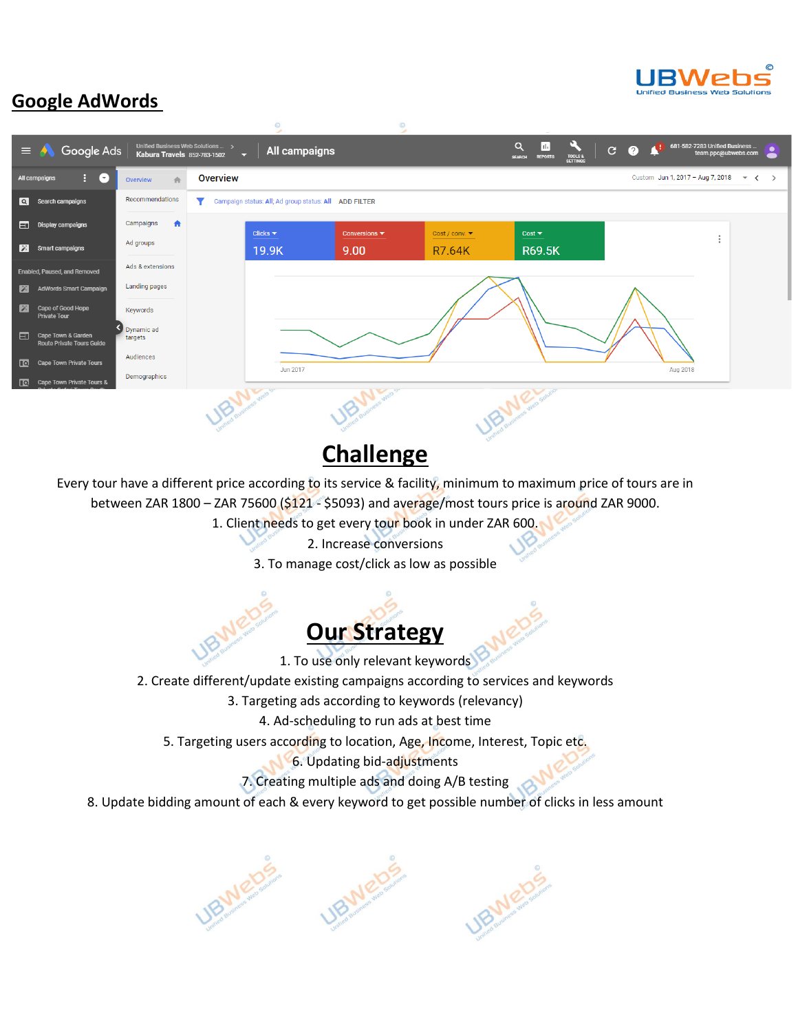# Google AdWords

## Challenge

Every tour have a different price according to its service & facility, minimum to maximum price of tours are in between ZAR 1800 – ZAR 75600 ($121 - $5093) and average/most tours price is around ZAR 9000.

1. Client needs to get every tour book in under ZAR 600.
2. Increase conversions
3. To manage cost/click as low as possible

## Our Strategy

1. To use only relevant keywords
2. Create different/update existing campaigns according to services and keywords
3. Targeting ads according to keywords (relevancy)
4. Ad-scheduling to run ads at best time
5. Targeting users according to location, Age, Income, Interest, Topic etc.
6. Updating bid-adjustments
7. Creating multiple ads and doing A/B testing
8. Update bidding amount of each & every keyword to get possible number of clicks in less amount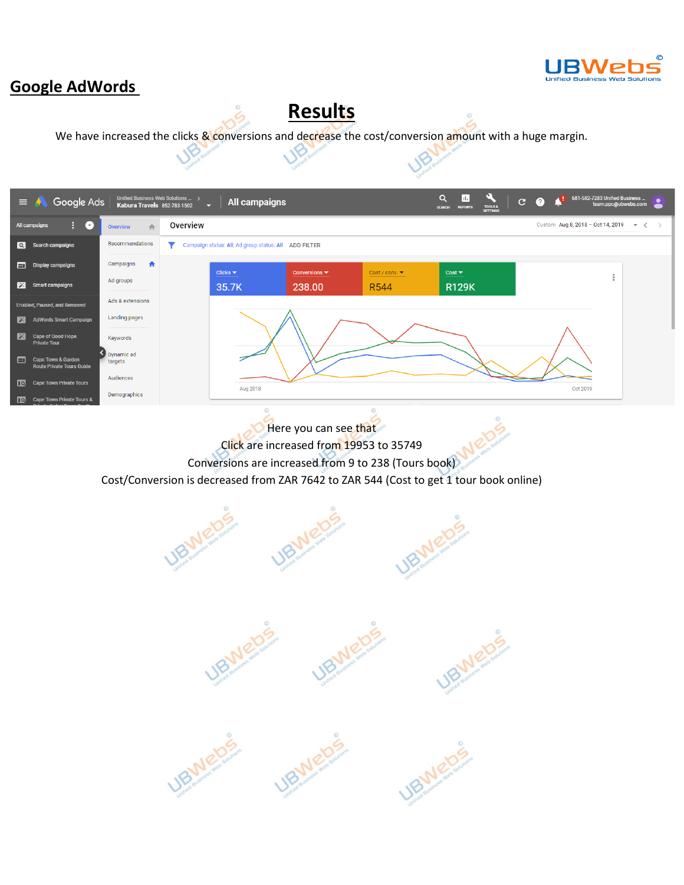## Google AdWords

# Results

We have increased the clicks & conversions and decrease the cost/conversion amount with a huge margin.

Google Ads

Unified Business Web Solutions ... Kabura Travels 852-783-1502

All campaigns

SEARCH REPORTS TOOLS & SETTINGS

681-582-7283 Unified Business ... team.ppc@ubwebs.com

All campaigns

Search campaigns

Display campaigns

Smart campaigns

Enabled, Paused, and Removed

AdWords Smart Campaign

Cape of Good Hope Private Tour

Cape Town & Garden Route Private Tours Guide

Cape Town Private Tours

Cape Town Private Tours &

Overview

Recommendations

Campaigns

Ad groups

Ads & extensions

Landing pages

Keywords

Dynamic ad targets

Audiences

Demographics

Overview

Custom Aug 8, 2018 – Oct 14, 2019

Campaign status: All; Ad group status: All ADD FILTER

Clicks 35.7K

Conversions 238.00

Cost / conv. R544

Cost R129K

Aug 2018

Oct 2019

Here you can see that

Click are increased from 19953 to 35749

Conversions are increased from 9 to 238 (Tours book)

Cost/Conversion is decreased from ZAR 7642 to ZAR 544 (Cost to get 1 tour book online)